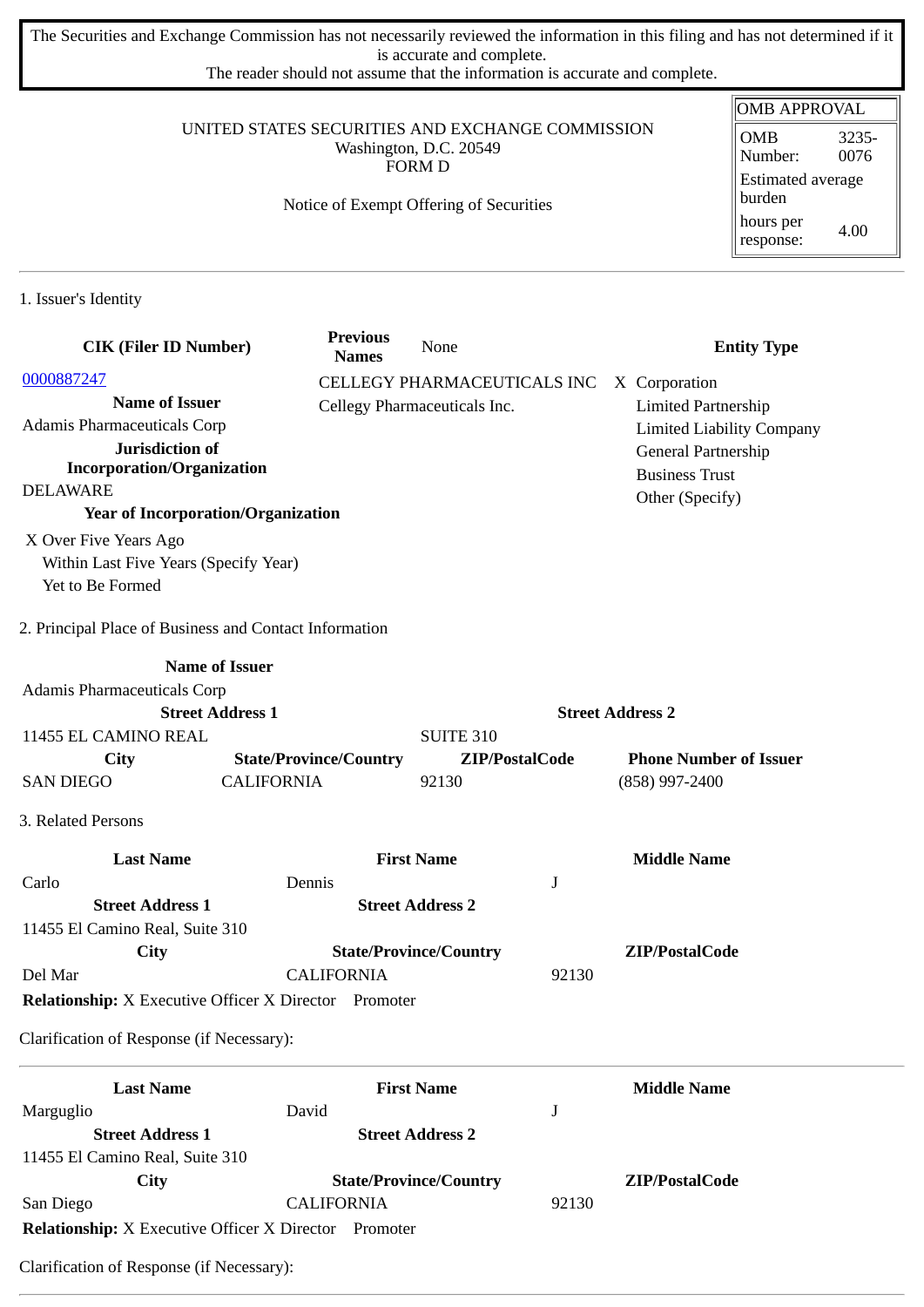The Securities and Exchange Commission has not necessarily reviewed the information in this filing and has not determined if it is accurate and complete.
The reader should not assume that the information is accurate and complete.

| OMB APPROVAL | |
|---|---|
| OMB Number: | 3235-0076 |
| Estimated average burden | |
| hours per response: | 4.00 |

UNITED STATES SECURITIES AND EXCHANGE COMMISSION
Washington, D.C. 20549
FORM D

Notice of Exempt Offering of Securities

1. Issuer's Identity

| CIK (Filer ID Number) | Previous Names | None | Entity Type |
|---|---|---|---|
| 0000887247 | CELLEGY PHARMACEUTICALS INC | | X Corporation |
| **Name of Issuer** | Cellegy Pharmaceuticals Inc. | | Limited Partnership |
| Adamis Pharmaceuticals Corp | | | Limited Liability Company |
| **Jurisdiction of Incorporation/Organization** | | | General Partnership |
| DELAWARE | | | Business Trust |
| **Year of Incorporation/Organization** | | | Other (Specify) |

X Over Five Years Ago
Within Last Five Years (Specify Year)
Yet to Be Formed

2. Principal Place of Business and Contact Information

| Name of Issuer | | | |
|---|---|---|---|
| Adamis Pharmaceuticals Corp | | | |
| **Street Address 1** | | **Street Address 2** | |
| 11455 EL CAMINO REAL | | SUITE 310 | |
| **City** | **State/Province/Country** | **ZIP/PostalCode** | **Phone Number of Issuer** |
| SAN DIEGO | CALIFORNIA | 92130 | (858) 997-2400 |

3. Related Persons

| Last Name | First Name | Middle Name |
|---|---|---|
| Carlo | Dennis | J |
| **Street Address 1** | **Street Address 2** | |
| 11455 El Camino Real, Suite 310 | | |
| **City** | **State/Province/Country** | **ZIP/PostalCode** |
| Del Mar | CALIFORNIA | 92130 |

**Relationship:** X Executive Officer X Director Promoter

Clarification of Response (if Necessary):

---

| Last Name | First Name | Middle Name |
|---|---|---|
| Marguglio | David | J |
| **Street Address 1** | **Street Address 2** | |
| 11455 El Camino Real, Suite 310 | | |
| **City** | **State/Province/Country** | **ZIP/PostalCode** |
| San Diego | CALIFORNIA | 92130 |

**Relationship:** X Executive Officer X Director Promoter

Clarification of Response (if Necessary):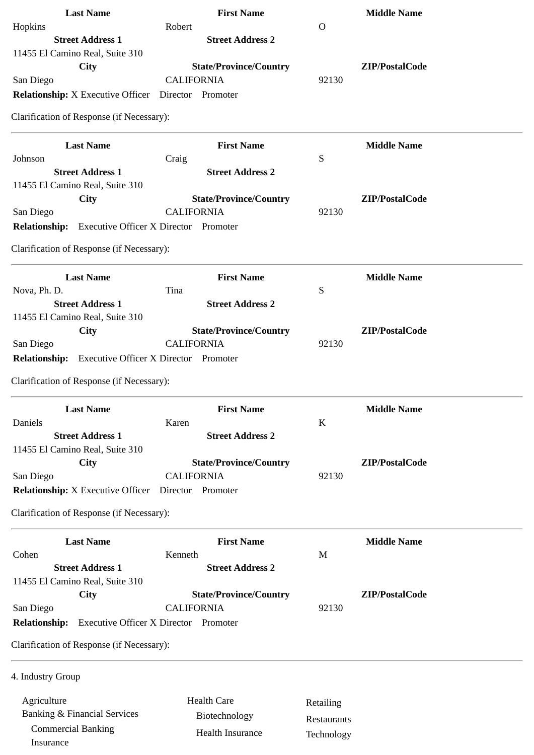| Last Name | First Name | Middle Name |
| --- | --- | --- |
| Hopkins | Robert | O |
| **Street Address 1** | **Street Address 2** | |
| 11455 El Camino Real, Suite 310 | | |
| **City** | **State/Province/Country** | **ZIP/PostalCode** |
| San Diego | CALIFORNIA | 92130 |

**Relationship:** X Executive Officer Director Promoter

Clarification of Response (if Necessary):

---

| Last Name | First Name | Middle Name |
| --- | --- | --- |
| Johnson | Craig | S |
| **Street Address 1** | **Street Address 2** | |
| 11455 El Camino Real, Suite 310 | | |
| **City** | **State/Province/Country** | **ZIP/PostalCode** |
| San Diego | CALIFORNIA | 92130 |

**Relationship:** Executive Officer X Director Promoter

Clarification of Response (if Necessary):

---

| Last Name | First Name | Middle Name |
| --- | --- | --- |
| Nova, Ph. D. | Tina | S |
| **Street Address 1** | **Street Address 2** | |
| 11455 El Camino Real, Suite 310 | | |
| **City** | **State/Province/Country** | **ZIP/PostalCode** |
| San Diego | CALIFORNIA | 92130 |

**Relationship:** Executive Officer X Director Promoter

Clarification of Response (if Necessary):

---

| Last Name | First Name | Middle Name |
| --- | --- | --- |
| Daniels | Karen | K |
| **Street Address 1** | **Street Address 2** | |
| 11455 El Camino Real, Suite 310 | | |
| **City** | **State/Province/Country** | **ZIP/PostalCode** |
| San Diego | CALIFORNIA | 92130 |

**Relationship:** X Executive Officer Director Promoter

Clarification of Response (if Necessary):

---

| Last Name | First Name | Middle Name |
| --- | --- | --- |
| Cohen | Kenneth | M |
| **Street Address 1** | **Street Address 2** | |
| 11455 El Camino Real, Suite 310 | | |
| **City** | **State/Province/Country** | **ZIP/PostalCode** |
| San Diego | CALIFORNIA | 92130 |

**Relationship:** Executive Officer X Director Promoter

Clarification of Response (if Necessary):

---

4. Industry Group

- Agriculture
- Banking & Financial Services
  - Commercial Banking
  - Insurance
- Health Care
  - Biotechnology
  - Health Insurance
- Retailing
- Restaurants
- Technology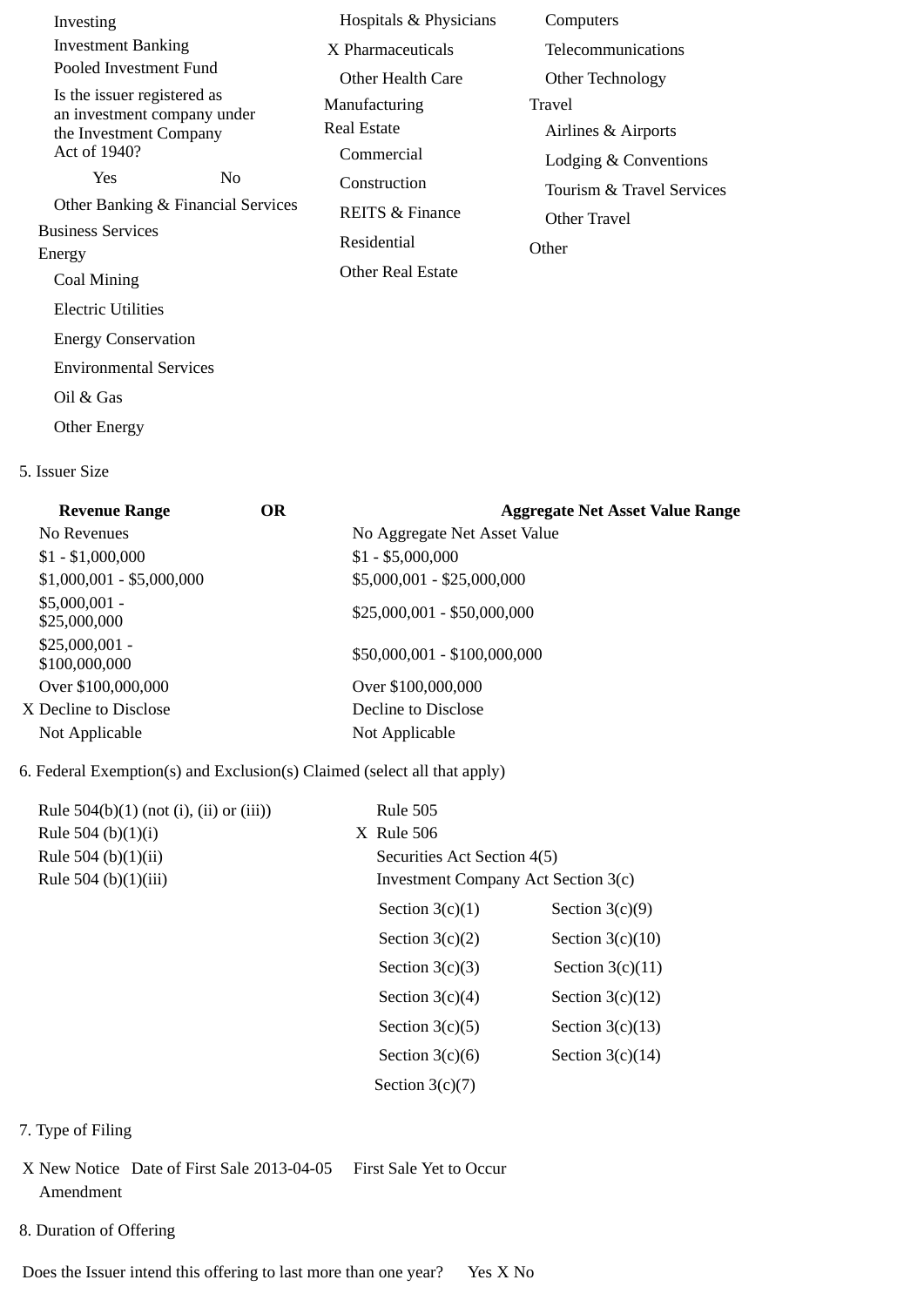Investing
Investment Banking
Pooled Investment Fund

Is the issuer registered as an investment company under the Investment Company Act of 1940?

Yes No

Other Banking & Financial Services

Business Services

Energy

Coal Mining
Electric Utilities
Energy Conservation
Environmental Services
Oil & Gas
Other Energy

Hospitals & Physicians
X Pharmaceuticals
Other Health Care

Manufacturing

Real Estate

Commercial
Construction
REITS & Finance
Residential
Other Real Estate

Computers
Telecommunications
Other Technology

Travel

Airlines & Airports
Lodging & Conventions
Tourism & Travel Services
Other Travel

Other

5. Issuer Size

| Revenue Range | OR | Aggregate Net Asset Value Range |
|---|---|---|
| No Revenues | | No Aggregate Net Asset Value |
| $1 - $1,000,000 | | $1 - $5,000,000 |
| $1,000,001 - $5,000,000 | | $5,000,001 - $25,000,000 |
| $5,000,001 - $25,000,000 | | $25,000,001 - $50,000,000 |
| $25,000,001 - $100,000,000 | | $50,000,001 - $100,000,000 |
| Over $100,000,000 | | Over $100,000,000 |
| X Decline to Disclose | | Decline to Disclose |
| Not Applicable | | Not Applicable |

6. Federal Exemption(s) and Exclusion(s) Claimed (select all that apply)

Rule 504(b)(1) (not (i), (ii) or (iii))
Rule 504 (b)(1)(i)
Rule 504 (b)(1)(ii)
Rule 504 (b)(1)(iii)

Rule 505
X Rule 506
Securities Act Section 4(5)
Investment Company Act Section 3(c)

| | |
|---|---|
| Section 3(c)(1) | Section 3(c)(9) |
| Section 3(c)(2) | Section 3(c)(10) |
| Section 3(c)(3) | Section 3(c)(11) |
| Section 3(c)(4) | Section 3(c)(12) |
| Section 3(c)(5) | Section 3(c)(13) |
| Section 3(c)(6) | Section 3(c)(14) |
| Section 3(c)(7) | |

7. Type of Filing

X New Notice Date of First Sale 2013-04-05 First Sale Yet to Occur
Amendment

8. Duration of Offering

Does the Issuer intend this offering to last more than one year? Yes X No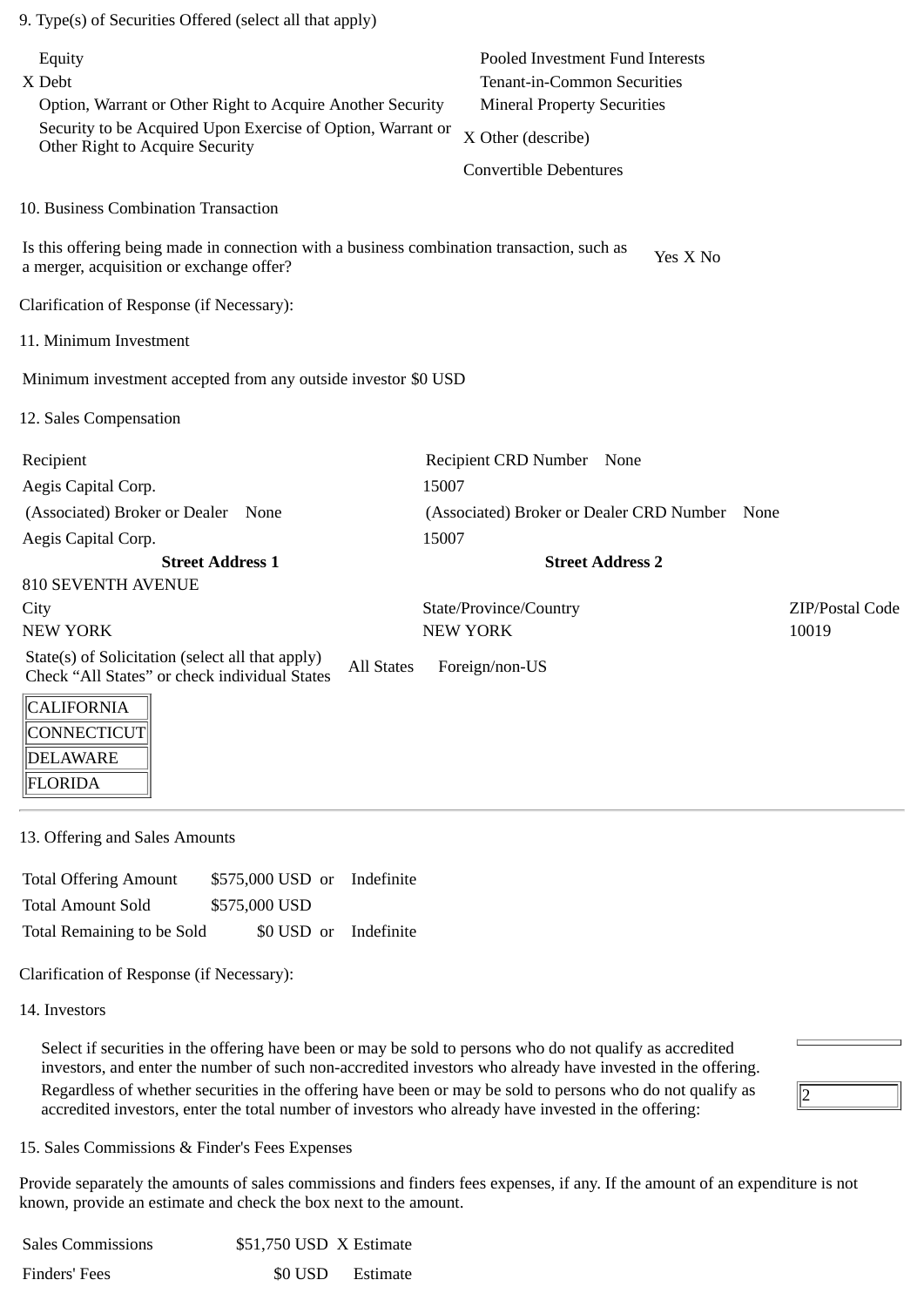9. Type(s) of Securities Offered (select all that apply)

| | |
|---|---|
| Equity | Pooled Investment Fund Interests |
| X Debt | Tenant-in-Common Securities |
| Option, Warrant or Other Right to Acquire Another Security | Mineral Property Securities |
| Security to be Acquired Upon Exercise of Option, Warrant or Other Right to Acquire Security | X Other (describe) |
| | Convertible Debentures |

10. Business Combination Transaction

Is this offering being made in connection with a business combination transaction, such as a merger, acquisition or exchange offer? Yes X No

Clarification of Response (if Necessary):

11. Minimum Investment

Minimum investment accepted from any outside investor $0 USD

12. Sales Compensation

| Recipient | Recipient CRD Number None | |
|---|---|---|
| Aegis Capital Corp. | 15007 | |
| (Associated) Broker or Dealer None | (Associated) Broker or Dealer CRD Number None | |
| Aegis Capital Corp. | 15007 | |
| **Street Address 1** | **Street Address 2** | |
| 810 SEVENTH AVENUE | | |
| City | State/Province/Country | ZIP/Postal Code |
| NEW YORK | NEW YORK | 10019 |

State(s) of Solicitation (select all that apply) Check "All States" or check individual States All States Foreign/non-US

- CALIFORNIA
- CONNECTICUT
- DELAWARE
- FLORIDA

13. Offering and Sales Amounts

| | | |
|---|---|---|
| Total Offering Amount | $575,000 USD or | Indefinite |
| Total Amount Sold | $575,000 USD | |
| Total Remaining to be Sold | $0 USD or | Indefinite |

Clarification of Response (if Necessary):

14. Investors

Select if securities in the offering have been or may be sold to persons who do not qualify as accredited investors, and enter the number of such non-accredited investors who already have invested in the offering.

Regardless of whether securities in the offering have been or may be sold to persons who do not qualify as accredited investors, enter the total number of investors who already have invested in the offering: 2

15. Sales Commissions & Finder's Fees Expenses

Provide separately the amounts of sales commissions and finders fees expenses, if any. If the amount of an expenditure is not known, provide an estimate and check the box next to the amount.

| | | |
|---|---|---|
| Sales Commissions | $51,750 USD | X Estimate |
| Finders' Fees | $0 USD | Estimate |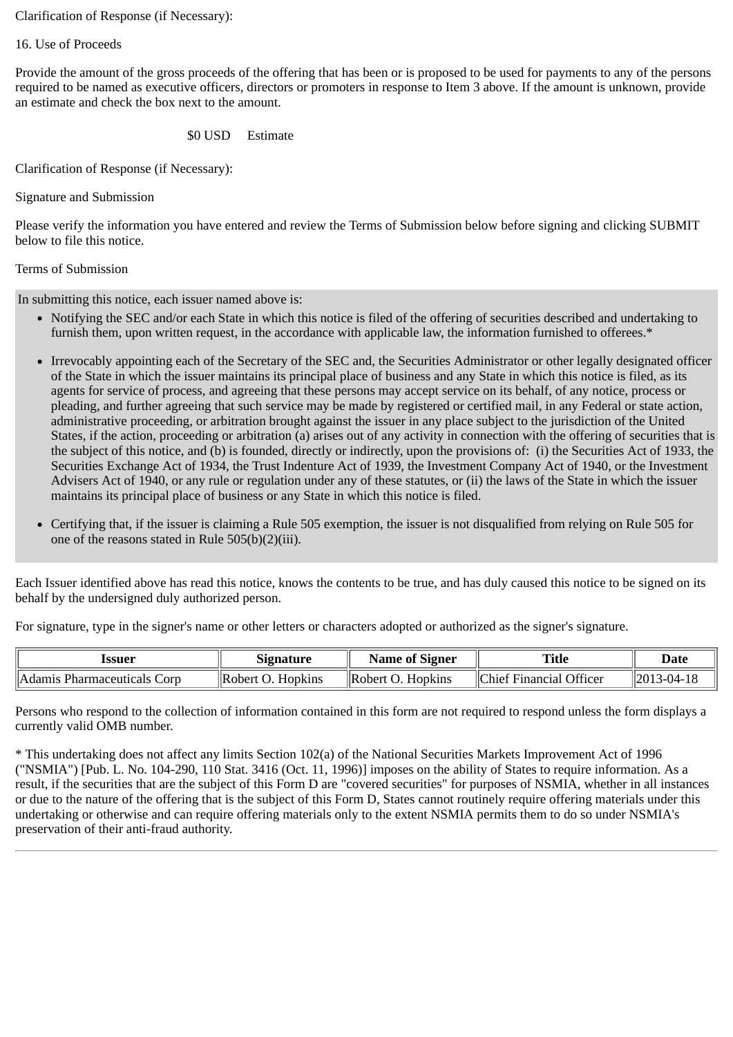Clarification of Response (if Necessary):

16. Use of Proceeds

Provide the amount of the gross proceeds of the offering that has been or is proposed to be used for payments to any of the persons required to be named as executive officers, directors or promoters in response to Item 3 above. If the amount is unknown, provide an estimate and check the box next to the amount.

$0 USD Estimate

Clarification of Response (if Necessary):

Signature and Submission

Please verify the information you have entered and review the Terms of Submission below before signing and clicking SUBMIT below to file this notice.

Terms of Submission

In submitting this notice, each issuer named above is:

- Notifying the SEC and/or each State in which this notice is filed of the offering of securities described and undertaking to furnish them, upon written request, in the accordance with applicable law, the information furnished to offerees.*
- Irrevocably appointing each of the Secretary of the SEC and, the Securities Administrator or other legally designated officer of the State in which the issuer maintains its principal place of business and any State in which this notice is filed, as its agents for service of process, and agreeing that these persons may accept service on its behalf, of any notice, process or pleading, and further agreeing that such service may be made by registered or certified mail, in any Federal or state action, administrative proceeding, or arbitration brought against the issuer in any place subject to the jurisdiction of the United States, if the action, proceeding or arbitration (a) arises out of any activity in connection with the offering of securities that is the subject of this notice, and (b) is founded, directly or indirectly, upon the provisions of: (i) the Securities Act of 1933, the Securities Exchange Act of 1934, the Trust Indenture Act of 1939, the Investment Company Act of 1940, or the Investment Advisers Act of 1940, or any rule or regulation under any of these statutes, or (ii) the laws of the State in which the issuer maintains its principal place of business or any State in which this notice is filed.
- Certifying that, if the issuer is claiming a Rule 505 exemption, the issuer is not disqualified from relying on Rule 505 for one of the reasons stated in Rule 505(b)(2)(iii).

Each Issuer identified above has read this notice, knows the contents to be true, and has duly caused this notice to be signed on its behalf by the undersigned duly authorized person.

For signature, type in the signer's name or other letters or characters adopted or authorized as the signer's signature.

| Issuer | Signature | Name of Signer | Title | Date |
| --- | --- | --- | --- | --- |
| Adamis Pharmaceuticals Corp | Robert O. Hopkins | Robert O. Hopkins | Chief Financial Officer | 2013-04-18 |

Persons who respond to the collection of information contained in this form are not required to respond unless the form displays a currently valid OMB number.

* This undertaking does not affect any limits Section 102(a) of the National Securities Markets Improvement Act of 1996 ("NSMIA") [Pub. L. No. 104-290, 110 Stat. 3416 (Oct. 11, 1996)] imposes on the ability of States to require information. As a result, if the securities that are the subject of this Form D are "covered securities" for purposes of NSMIA, whether in all instances or due to the nature of the offering that is the subject of this Form D, States cannot routinely require offering materials under this undertaking or otherwise and can require offering materials only to the extent NSMIA permits them to do so under NSMIA's preservation of their anti-fraud authority.